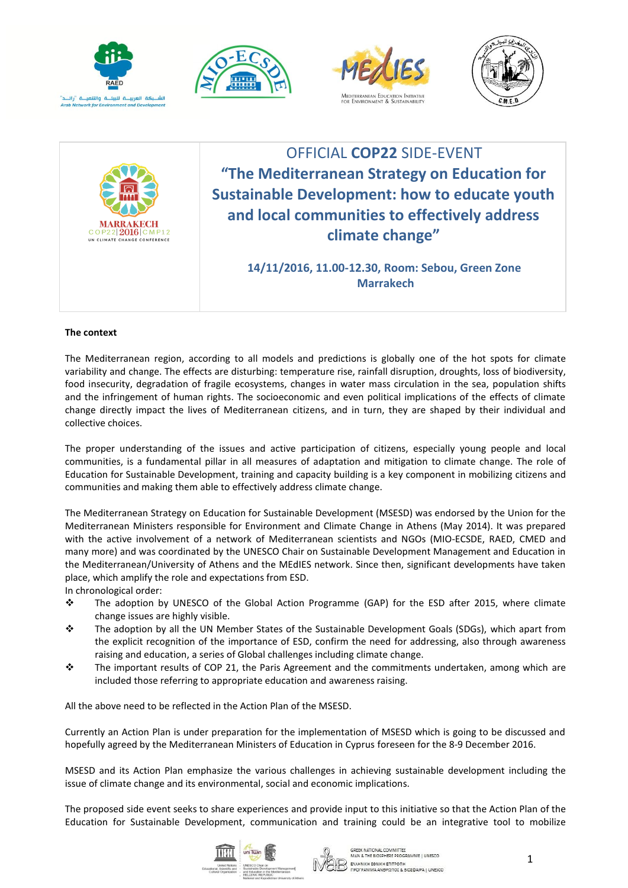# OFFICIAL COP22 SIDE-EVENT

## "The Mediterranean Strategy on Education for Sustainable Development: how to educate youth and local communities to effectively address climate change"

**14/11/2016, 11.00-12.30, Room: Sebou, Green Zone Marrakech**

**The context**

The Mediterranean region, according to all models and predictions is globally one of the hot spots for climate variability and change. The effects are disturbing: temperature rise, rainfall disruption, droughts, loss of biodiversity, food insecurity, degradation of fragile ecosystems, changes in water mass circulation in the sea, population shifts and the infringement of human rights. The socioeconomic and even political implications of the effects of climate change directly impact the lives of Mediterranean citizens, and in turn, they are shaped by their individual and collective choices.

The proper understanding of the issues and active participation of citizens, especially young people and local communities, is a fundamental pillar in all measures of adaptation and mitigation to climate change. The role of Education for Sustainable Development, training and capacity building is a key component in mobilizing citizens and communities and making them able to effectively address climate change.

The Mediterranean Strategy on Education for Sustainable Development (MSESD) was endorsed by the Union for the Mediterranean Ministers responsible for Environment and Climate Change in Athens (May 2014). It was prepared with the active involvement of a network of Mediterranean scientists and NGOs (MIO-ECSDE, RAED, CMED and many more) and was coordinated by the UNESCO Chair on Sustainable Development Management and Education in the Mediterranean/University of Athens and the MEdIES network. Since then, significant developments have taken place, which amplify the role and expectations from ESD.
In chronological order:

- The adoption by UNESCO of the Global Action Programme (GAP) for the ESD after 2015, where climate change issues are highly visible.
- The adoption by all the UN Member States of the Sustainable Development Goals (SDGs), which apart from the explicit recognition of the importance of ESD, confirm the need for addressing, also through awareness raising and education, a series of Global challenges including climate change.
- The important results of COP 21, the Paris Agreement and the commitments undertaken, among which are included those referring to appropriate education and awareness raising.

All the above need to be reflected in the Action Plan of the MSESD.

Currently an Action Plan is under preparation for the implementation of MSESD which is going to be discussed and hopefully agreed by the Mediterranean Ministers of Education in Cyprus foreseen for the 8-9 December 2016.

MSESD and its Action Plan emphasize the various challenges in achieving sustainable development including the issue of climate change and its environmental, social and economic implications.

The proposed side event seeks to share experiences and provide input to this initiative so that the Action Plan of the Education for Sustainable Development, communication and training could be an integrative tool to mobilize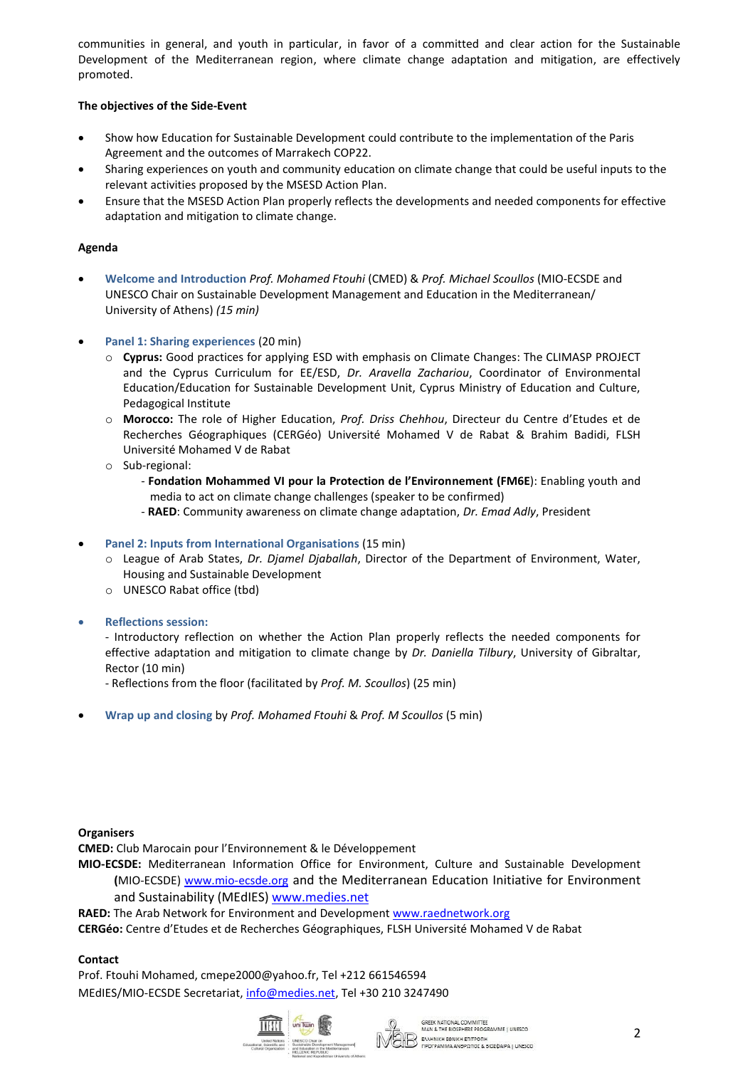communities in general, and youth in particular, in favor of a committed and clear action for the Sustainable Development of the Mediterranean region, where climate change adaptation and mitigation, are effectively promoted.

**The objectives of the Side-Event**

- Show how Education for Sustainable Development could contribute to the implementation of the Paris Agreement and the outcomes of Marrakech COP22.
- Sharing experiences on youth and community education on climate change that could be useful inputs to the relevant activities proposed by the MSESD Action Plan.
- Ensure that the MSESD Action Plan properly reflects the developments and needed components for effective adaptation and mitigation to climate change.

**Agenda**

- **Welcome and Introduction** *Prof. Mohamed Ftouhi* (CMED) & *Prof. Michael Scoullos* (MIO-ECSDE and UNESCO Chair on Sustainable Development Management and Education in the Mediterranean/ University of Athens) *(15 min)*

- **Panel 1: Sharing experiences** (20 min)
  - **Cyprus:** Good practices for applying ESD with emphasis on Climate Changes: The CLIMASP PROJECT and the Cyprus Curriculum for EE/ESD, *Dr. Aravella Zachariou*, Coordinator of Environmental Education/Education for Sustainable Development Unit, Cyprus Ministry of Education and Culture, Pedagogical Institute
  - **Morocco:** The role of Higher Education, *Prof. Driss Chehhou*, Directeur du Centre d'Etudes et de Recherches Géographiques (CERGéo) Université Mohamed V de Rabat & Brahim Badidi, FLSH Université Mohamed V de Rabat
  - Sub-regional:
    - **Fondation Mohammed VI pour la Protection de l'Environnement (FM6E)**: Enabling youth and media to act on climate change challenges (speaker to be confirmed)
    - **RAED**: Community awareness on climate change adaptation, *Dr. Emad Adly*, President

- **Panel 2: Inputs from International Organisations** (15 min)
  - League of Arab States, *Dr. Djamel Djaballah*, Director of the Department of Environment, Water, Housing and Sustainable Development
  - UNESCO Rabat office (tbd)

- **Reflections session:**
  - Introductory reflection on whether the Action Plan properly reflects the needed components for effective adaptation and mitigation to climate change by *Dr. Daniella Tilbury*, University of Gibraltar, Rector (10 min)
  - Reflections from the floor (facilitated by *Prof. M. Scoullos*) (25 min)

- **Wrap up and closing** by *Prof. Mohamed Ftouhi* & *Prof. M Scoullos* (5 min)

**Organisers**

**CMED:** Club Marocain pour l'Environnement & le Développement

**MIO-ECSDE:** Mediterranean Information Office for Environment, Culture and Sustainable Development (MIO-ECSDE) www.mio-ecsde.org and the Mediterranean Education Initiative for Environment and Sustainability (MEdIES) www.medies.net

**RAED:** The Arab Network for Environment and Development www.raednetwork.org

**CERGéo:** Centre d'Etudes et de Recherches Géographiques, FLSH Université Mohamed V de Rabat

**Contact**

Prof. Ftouhi Mohamed, cmepe2000@yahoo.fr, Tel +212 661546594

MEdIES/MIO-ECSDE Secretariat, info@medies.net, Tel +30 210 3247490